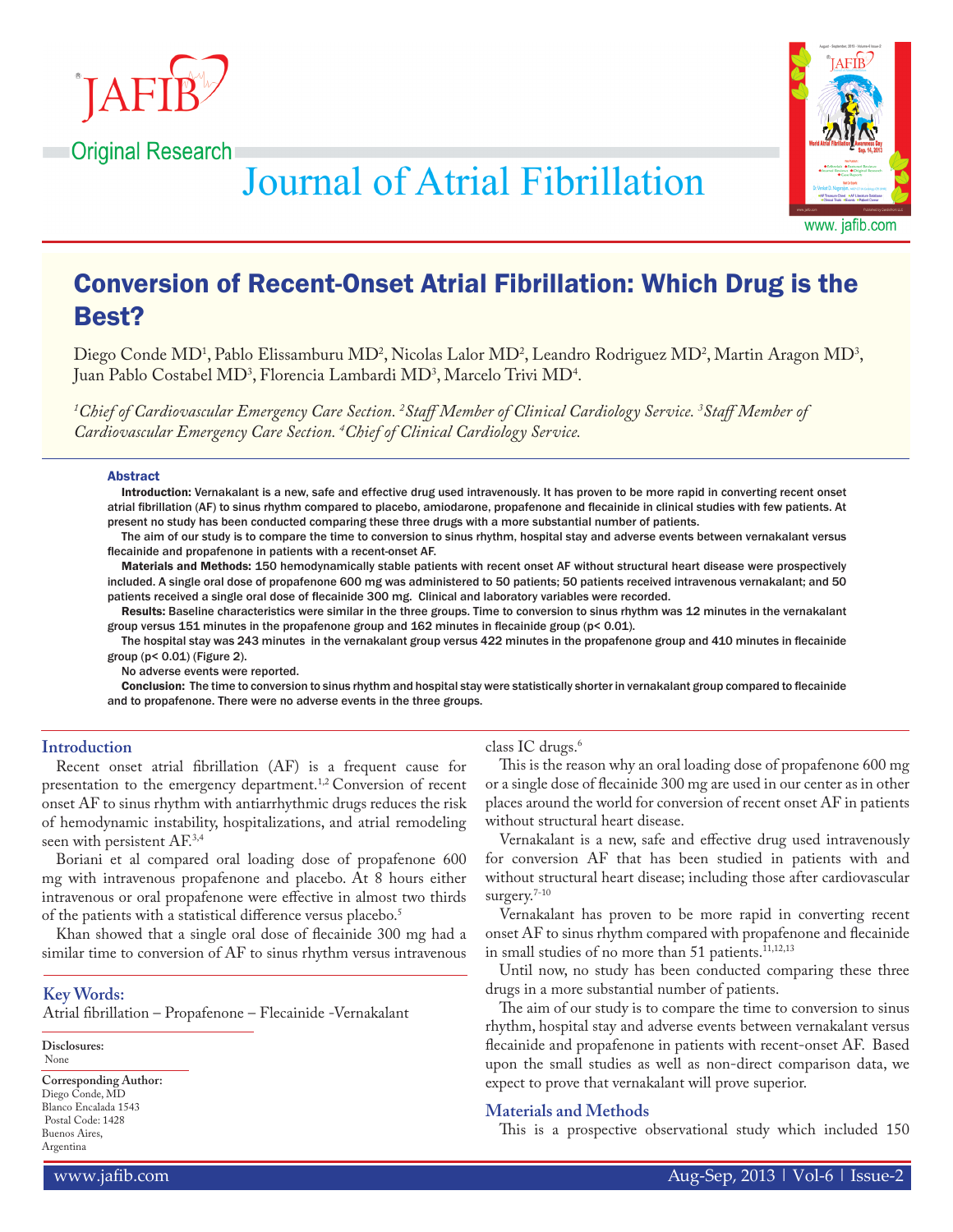Original Research

Journal of Atrial Fibrillation

# Conversion of Recent-Onset Atrial Fibrillation: Which Drug is the Best?

Diego Conde MD[1], Pablo Elissamburu MD[2], Nicolas Lalor MD[2], Leandro Rodriguez MD[2], Martin Aragon MD[3], Juan Pablo Costabel MD[3], Florencia Lambardi MD[3], Marcelo Trivi MD[4].

*[1]Chief of Cardiovascular Emergency Care Section. [2]Staff Member of Clinical Cardiology Service. [3]Staff Member of Cardiovascular Emergency Care Section. [4]Chief of Clinical Cardiology Service.*

## Abstract

**Introduction:** Vernakalant is a new, safe and effective drug used intravenously. It has proven to be more rapid in converting recent onset atrial fibrillation (AF) to sinus rhythm compared to placebo, amiodarone, propafenone and flecainide in clinical studies with few patients. At present no study has been conducted comparing these three drugs with a more substantial number of patients.

The aim of our study is to compare the time to conversion to sinus rhythm, hospital stay and adverse events between vernakalant versus flecainide and propafenone in patients with a recent-onset AF.

**Materials and Methods:** 150 hemodynamically stable patients with recent onset AF without structural heart disease were prospectively included. A single oral dose of propafenone 600 mg was administered to 50 patients; 50 patients received intravenous vernakalant; and 50 patients received a single oral dose of flecainide 300 mg. Clinical and laboratory variables were recorded.

**Results:** Baseline characteristics were similar in the three groups. Time to conversion to sinus rhythm was 12 minutes in the vernakalant group versus 151 minutes in the propafenone group and 162 minutes in flecainide group ($p < 0.01$).

The hospital stay was 243 minutes in the vernakalant group versus 422 minutes in the propafenone group and 410 minutes in flecainide group ($p < 0.01$) (Figure 2).

No adverse events were reported.

**Conclusion:** The time to conversion to sinus rhythm and hospital stay were statistically shorter in vernakalant group compared to flecainide and to propafenone. There were no adverse events in the three groups.

## Introduction

Recent onset atrial fibrillation (AF) is a frequent cause for presentation to the emergency department.[1,2] Conversion of recent onset AF to sinus rhythm with antiarrhythmic drugs reduces the risk of hemodynamic instability, hospitalizations, and atrial remodeling seen with persistent AF.[3,4]

Boriani et al compared oral loading dose of propafenone 600 mg with intravenous propafenone and placebo. At 8 hours either intravenous or oral propafenone were effective in almost two thirds of the patients with a statistical difference versus placebo.[5]

Khan showed that a single oral dose of flecainide 300 mg had a similar time to conversion of AF to sinus rhythm versus intravenous class IC drugs.[6]

This is the reason why an oral loading dose of propafenone 600 mg or a single dose of flecainide 300 mg are used in our center as in other places around the world for conversion of recent onset AF in patients without structural heart disease.

Vernakalant is a new, safe and effective drug used intravenously for conversion AF that has been studied in patients with and without structural heart disease; including those after cardiovascular surgery.[7-10]

Vernakalant has proven to be more rapid in converting recent onset AF to sinus rhythm compared with propafenone and flecainide in small studies of no more than 51 patients.[11,12,13]

Until now, no study has been conducted comparing these three drugs in a more substantial number of patients.

The aim of our study is to compare the time to conversion to sinus rhythm, hospital stay and adverse events between vernakalant versus flecainide and propafenone in patients with recent-onset AF. Based upon the small studies as well as non-direct comparison data, we expect to prove that vernakalant will prove superior.

## Materials and Methods

This is a prospective observational study which included 150

**Key Words:**
Atrial fibrillation – Propafenone – Flecainide -Vernakalant

**Disclosures:**
None

**Corresponding Author:**
Diego Conde, MD
Blanco Encalada 1543
Postal Code: 1428
Buenos Aires,
Argentina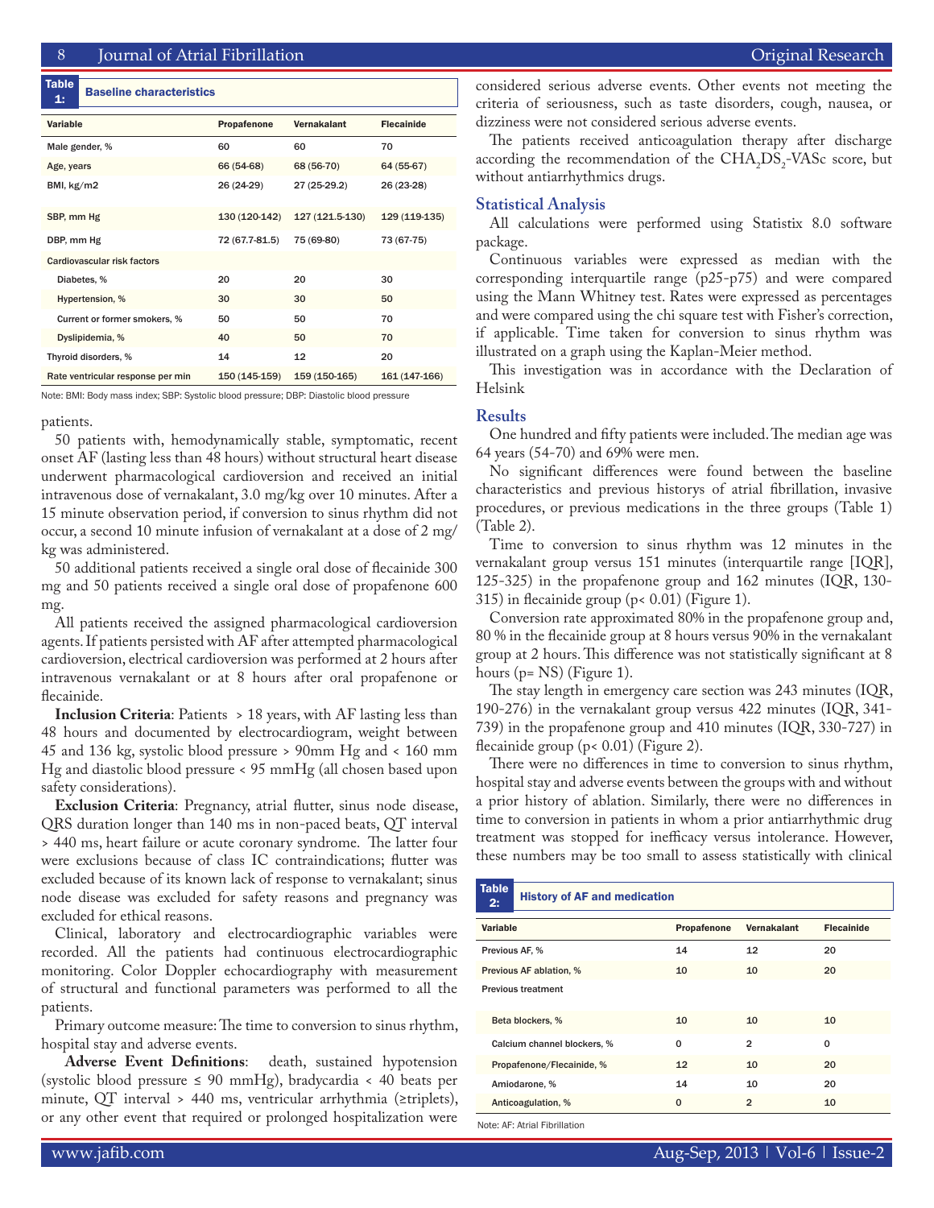**Table 1: Baseline characteristics**

| Variable | Propafenone | Vernakalant | Flecainide |
|---|---|---|---|
| Male gender, % | 60 | 60 | 70 |
| Age, years | 66 (54-68) | 68 (56-70) | 64 (55-67) |
| BMI, kg/m2 | 26 (24-29) | 27 (25-29.2) | 26 (23-28) |
| SBP, mm Hg | 130 (120-142) | 127 (121.5-130) | 129 (119-135) |
| DBP, mm Hg | 72 (67.7-81.5) | 75 (69-80) | 73 (67-75) |
| Cardiovascular risk factors | | | |
| Diabetes, % | 20 | 20 | 30 |
| Hypertension, % | 30 | 30 | 50 |
| Current or former smokers, % | 50 | 50 | 70 |
| Dyslipidemia, % | 40 | 50 | 70 |
| Thyroid disorders, % | 14 | 12 | 20 |
| Rate ventricular response per min | 150 (145-159) | 159 (150-165) | 161 (147-166) |

Note: BMI: Body mass index; SBP: Systolic blood pressure; DBP: Diastolic blood pressure

patients.

50 patients with, hemodynamically stable, symptomatic, recent onset AF (lasting less than 48 hours) without structural heart disease underwent pharmacological cardioversion and received an initial intravenous dose of vernakalant, 3.0 mg/kg over 10 minutes. After a 15 minute observation period, if conversion to sinus rhythm did not occur, a second 10 minute infusion of vernakalant at a dose of 2 mg/kg was administered.

50 additional patients received a single oral dose of flecainide 300 mg and 50 patients received a single oral dose of propafenone 600 mg.

All patients received the assigned pharmacological cardioversion agents. If patients persisted with AF after attempted pharmacological cardioversion, electrical cardioversion was performed at 2 hours after intravenous vernakalant or at 8 hours after oral propafenone or flecainide.

**Inclusion Criteria**: Patients > 18 years, with AF lasting less than 48 hours and documented by electrocardiogram, weight between 45 and 136 kg, systolic blood pressure > 90mm Hg and < 160 mm Hg and diastolic blood pressure < 95 mmHg (all chosen based upon safety considerations).

**Exclusion Criteria**: Pregnancy, atrial flutter, sinus node disease, QRS duration longer than 140 ms in non-paced beats, QT interval > 440 ms, heart failure or acute coronary syndrome. The latter four were exclusions because of class IC contraindications; flutter was excluded because of its known lack of response to vernakalant; sinus node disease was excluded for safety reasons and pregnancy was excluded for ethical reasons.

Clinical, laboratory and electrocardiographic variables were recorded. All the patients had continuous electrocardiographic monitoring. Color Doppler echocardiography with measurement of structural and functional parameters was performed to all the patients.

Primary outcome measure: The time to conversion to sinus rhythm, hospital stay and adverse events.

**Adverse Event Definitions**: death, sustained hypotension (systolic blood pressure ≤ 90 mmHg), bradycardia < 40 beats per minute, QT interval > 440 ms, ventricular arrhythmia (≥triplets), or any other event that required or prolonged hospitalization were considered serious adverse events. Other events not meeting the criteria of seriousness, such as taste disorders, cough, nausea, or dizziness were not considered serious adverse events.

The patients received anticoagulation therapy after discharge according the recommendation of the $CHA_2DS_2$-VASc score, but without antiarrhythmics drugs.

## Statistical Analysis

All calculations were performed using Statistix 8.0 software package.

Continuous variables were expressed as median with the corresponding interquartile range (p25-p75) and were compared using the Mann Whitney test. Rates were expressed as percentages and were compared using the chi square test with Fisher's correction, if applicable. Time taken for conversion to sinus rhythm was illustrated on a graph using the Kaplan-Meier method.

This investigation was in accordance with the Declaration of Helsink

## Results

One hundred and fifty patients were included. The median age was 64 years (54-70) and 69% were men.

No significant differences were found between the baseline characteristics and previous historys of atrial fibrillation, invasive procedures, or previous medications in the three groups (Table 1) (Table 2).

Time to conversion to sinus rhythm was 12 minutes in the vernakalant group versus 151 minutes (interquartile range [IQR], 125-325) in the propafenone group and 162 minutes (IQR, 130-315) in flecainide group (p< 0.01) (Figure 1).

Conversion rate approximated 80% in the propafenone group and, 80 % in the flecainide group at 8 hours versus 90% in the vernakalant group at 2 hours. This difference was not statistically significant at 8 hours (p= NS) (Figure 1).

The stay length in emergency care section was 243 minutes (IQR, 190-276) in the vernakalant group versus 422 minutes (IQR, 341-739) in the propafenone group and 410 minutes (IQR, 330-727) in flecainide group (p< 0.01) (Figure 2).

There were no differences in time to conversion to sinus rhythm, hospital stay and adverse events between the groups with and without a prior history of ablation. Similarly, there were no differences in time to conversion in patients in whom a prior antiarrhythmic drug treatment was stopped for inefficacy versus intolerance. However, these numbers may be too small to assess statistically with clinical

**Table 2: History of AF and medication**

| Variable | Propafenone | Vernakalant | Flecainide |
|---|---|---|---|
| Previous AF, % | 14 | 12 | 20 |
| Previous AF ablation, % | 10 | 10 | 20 |
| Previous treatment | | | |
| Beta blockers, % | 10 | 10 | 10 |
| Calcium channel blockers, % | 0 | 2 | 0 |
| Propafenone/Flecainide, % | 12 | 10 | 20 |
| Amiodarone, % | 14 | 10 | 20 |
| Anticoagulation, % | 0 | 2 | 10 |

Note: AF: Atrial Fibrillation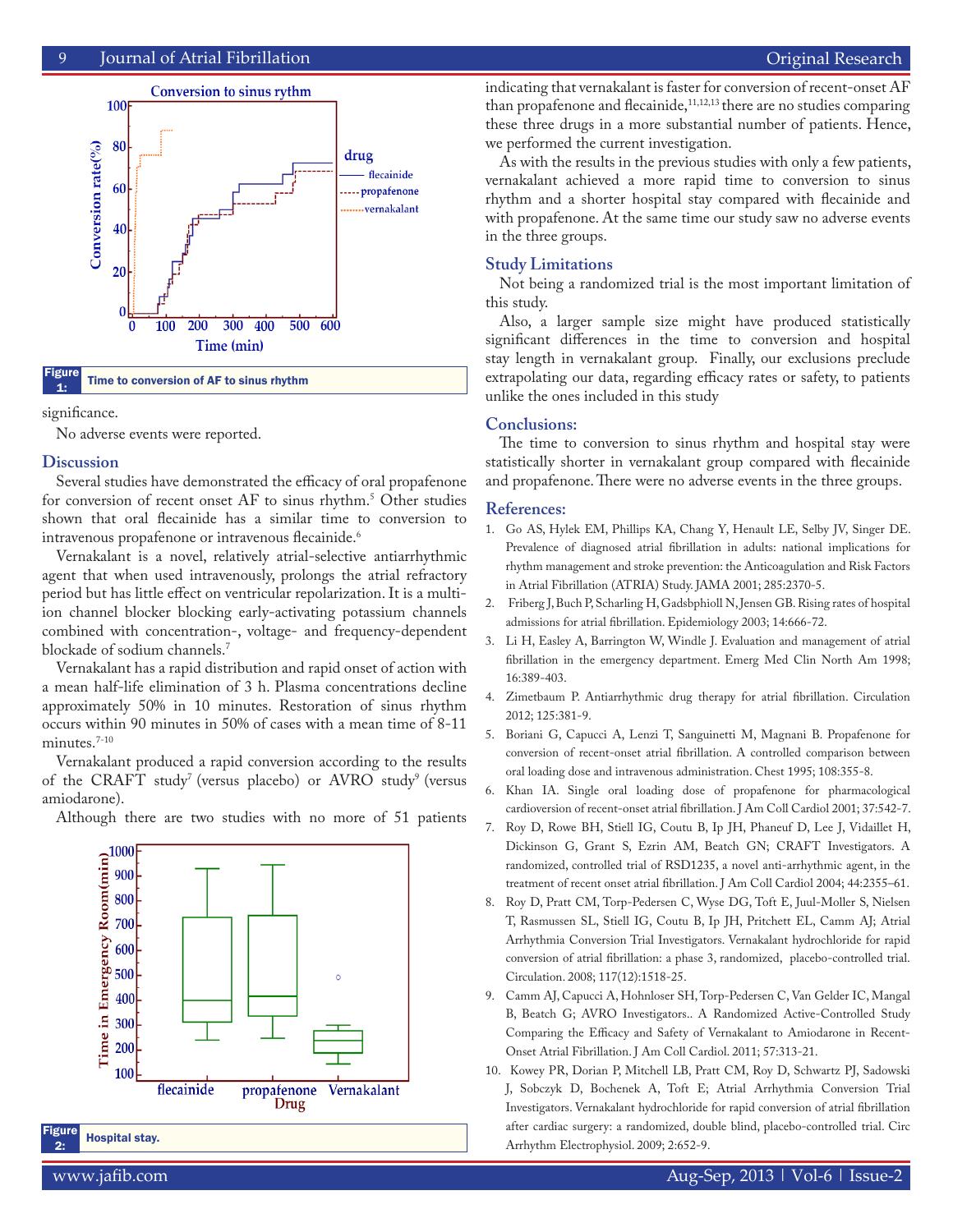Conversion to sinus rythm

Conversion rate(%)

100
80
60
40
20
0

0 100 200 300 400 500 600

Time (min)

drug
flecainide
propafenone
vernakalant

Figure 1: Time to conversion of AF to sinus rhythm

significance.

No adverse events were reported.

## Discussion

Several studies have demonstrated the efficacy of oral propafenone for conversion of recent onset AF to sinus rhythm.[5] Other studies shown that oral flecainide has a similar time to conversion to intravenous propafenone or intravenous flecainide.[6]

Vernakalant is a novel, relatively atrial-selective antiarrhythmic agent that when used intravenously, prolongs the atrial refractory period but has little effect on ventricular repolarization. It is a multi-ion channel blocker blocking early-activating potassium channels combined with concentration-, voltage- and frequency-dependent blockade of sodium channels.[7]

Vernakalant has a rapid distribution and rapid onset of action with a mean half-life elimination of 3 h. Plasma concentrations decline approximately 50% in 10 minutes. Restoration of sinus rhythm occurs within 90 minutes in 50% of cases with a mean time of 8-11 minutes.[7-10]

Vernakalant produced a rapid conversion according to the results of the CRAFT study[7] (versus placebo) or AVRO study[9] (versus amiodarone).

Although there are two studies with no more of 51 patients indicating that vernakalant is faster for conversion of recent-onset AF than propafenone and flecainide,[11,12,13] there are no studies comparing these three drugs in a more substantial number of patients. Hence, we performed the current investigation.

Time in Emergency Room(min)

1000
900
800
700
600
500
400
300
200
100

flecainide propafenone Vernakalant

Drug

Figure 2: Hospital stay.

As with the results in the previous studies with only a few patients, vernakalant achieved a more rapid time to conversion to sinus rhythm and a shorter hospital stay compared with flecainide and with propafenone. At the same time our study saw no adverse events in the three groups.

## Study Limitations

Not being a randomized trial is the most important limitation of this study.

Also, a larger sample size might have produced statistically significant differences in the time to conversion and hospital stay length in vernakalant group. Finally, our exclusions preclude extrapolating our data, regarding efficacy rates or safety, to patients unlike the ones included in this study

## Conclusions:

The time to conversion to sinus rhythm and hospital stay were statistically shorter in vernakalant group compared with flecainide and propafenone. There were no adverse events in the three groups.

## References:

1. Go AS, Hylek EM, Phillips KA, Chang Y, Henault LE, Selby JV, Singer DE. Prevalence of diagnosed atrial fibrillation in adults: national implications for rhythm management and stroke prevention: the Anticoagulation and Risk Factors in Atrial Fibrillation (ATRIA) Study. JAMA 2001; 285:2370-5.
2. Friberg J, Buch P, Scharling H, Gadsbphioll N, Jensen GB. Rising rates of hospital admissions for atrial fibrillation. Epidemiology 2003; 14:666-72.
3. Li H, Easley A, Barrington W, Windle J. Evaluation and management of atrial fibrillation in the emergency department. Emerg Med Clin North Am 1998; 16:389-403.
4. Zimetbaum P. Antiarrhythmic drug therapy for atrial fibrillation. Circulation 2012; 125:381-9.
5. Boriani G, Capucci A, Lenzi T, Sanguinetti M, Magnani B. Propafenone for conversion of recent-onset atrial fibrillation. A controlled comparison between oral loading dose and intravenous administration. Chest 1995; 108:355-8.
6. Khan IA. Single oral loading dose of propafenone for pharmacological cardioversion of recent-onset atrial fibrillation. J Am Coll Cardiol 2001; 37:542-7.
7. Roy D, Rowe BH, Stiell IG, Coutu B, Ip JH, Phaneuf D, Lee J, Vidaillet H, Dickinson G, Grant S, Ezrin AM, Beatch GN; CRAFT Investigators. A randomized, controlled trial of RSD1235, a novel anti-arrhythmic agent, in the treatment of recent onset atrial fibrillation. J Am Coll Cardiol 2004; 44:2355–61.
8. Roy D, Pratt CM, Torp-Pedersen C, Wyse DG, Toft E, Juul-Moller S, Nielsen T, Rasmussen SL, Stiell IG, Coutu B, Ip JH, Pritchett EL, Camm AJ; Atrial Arrhythmia Conversion Trial Investigators. Vernakalant hydrochloride for rapid conversion of atrial fibrillation: a phase 3, randomized, placebo-controlled trial. Circulation. 2008; 117(12):1518-25.
9. Camm AJ, Capucci A, Hohnloser SH, Torp-Pedersen C, Van Gelder IC, Mangal B, Beatch G; AVRO Investigators.. A Randomized Active-Controlled Study Comparing the Efficacy and Safety of Vernakalant to Amiodarone in Recent-Onset Atrial Fibrillation. J Am Coll Cardiol. 2011; 57:313-21.
10. Kowey PR, Dorian P, Mitchell LB, Pratt CM, Roy D, Schwartz PJ, Sadowski J, Sobczyk D, Bochenek A, Toft E; Atrial Arrhythmia Conversion Trial Investigators. Vernakalant hydrochloride for rapid conversion of atrial fibrillation after cardiac surgery: a randomized, double blind, placebo-controlled trial. Circ Arrhythm Electrophysiol. 2009; 2:652-9.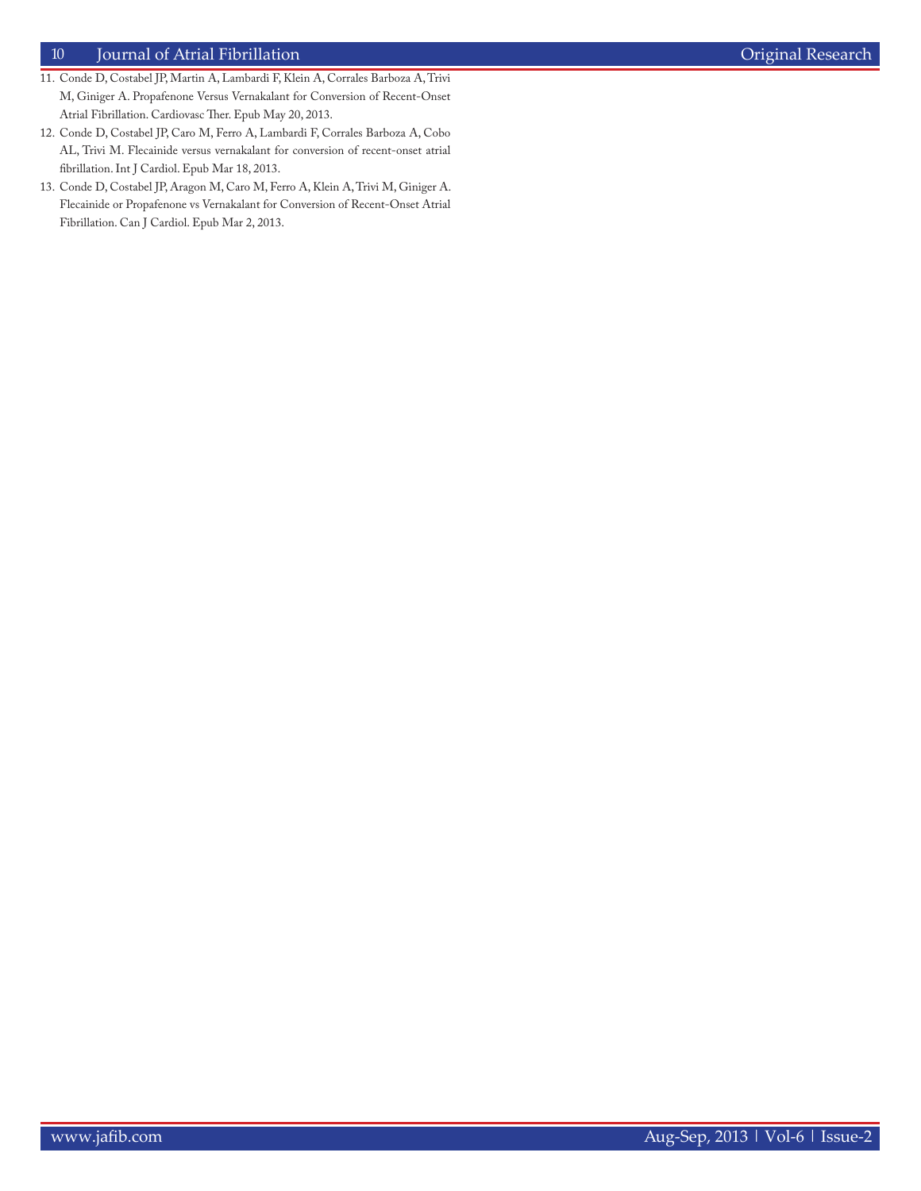11. Conde D, Costabel JP, Martin A, Lambardi F, Klein A, Corrales Barboza A, Trivi M, Giniger A. Propafenone Versus Vernakalant for Conversion of Recent-Onset Atrial Fibrillation. Cardiovasc Ther. Epub May 20, 2013.
12. Conde D, Costabel JP, Caro M, Ferro A, Lambardi F, Corrales Barboza A, Cobo AL, Trivi M. Flecainide versus vernakalant for conversion of recent-onset atrial fibrillation. Int J Cardiol. Epub Mar 18, 2013.
13. Conde D, Costabel JP, Aragon M, Caro M, Ferro A, Klein A, Trivi M, Giniger A. Flecainide or Propafenone vs Vernakalant for Conversion of Recent-Onset Atrial Fibrillation. Can J Cardiol. Epub Mar 2, 2013.